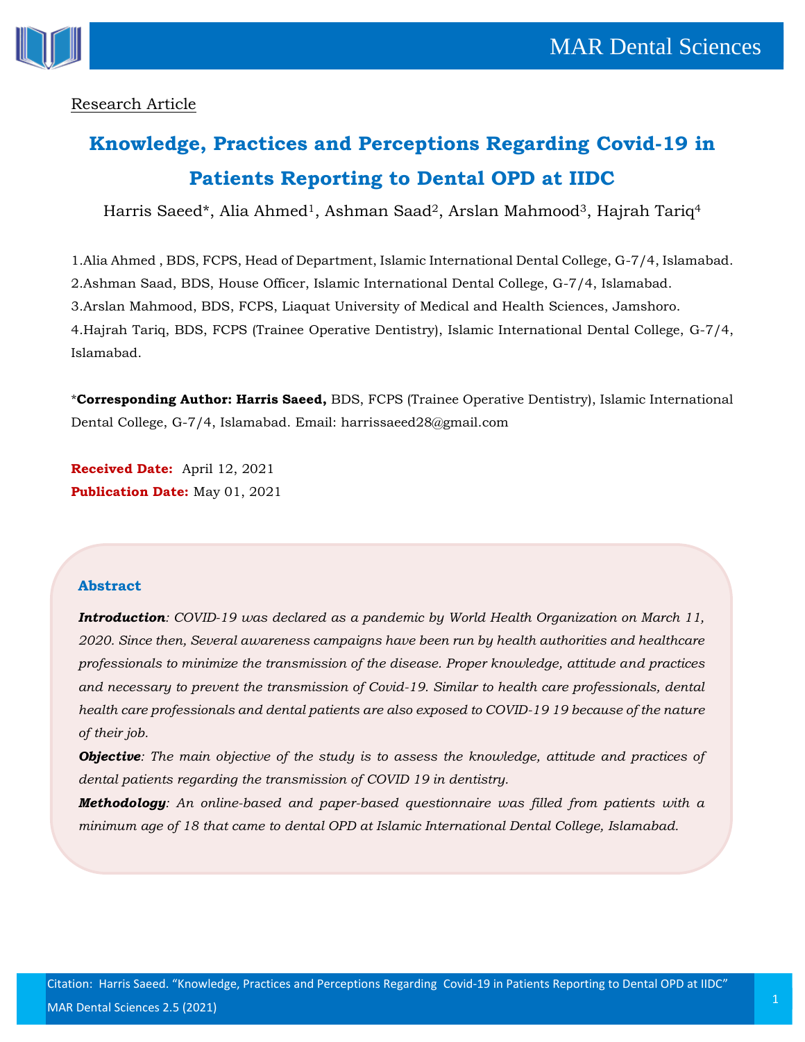Research Article

# Knowledge, Practices and Perceptions Regarding Covid-19 in Patients Reporting to Dental OPD at IIDC

Harris Saeed*, Alia Ahmed[1], Ashman Saad[2], Arslan Mahmood[3], Hajrah Tariq[4]

1.Alia Ahmed , BDS, FCPS, Head of Department, Islamic International Dental College, G-7/4, Islamabad.
2.Ashman Saad, BDS, House Officer, Islamic International Dental College, G-7/4, Islamabad.
3.Arslan Mahmood, BDS, FCPS, Liaquat University of Medical and Health Sciences, Jamshoro.
4.Hajrah Tariq, BDS, FCPS (Trainee Operative Dentistry), Islamic International Dental College, G-7/4, Islamabad.

***Corresponding Author: Harris Saeed,** BDS, FCPS (Trainee Operative Dentistry), Islamic International Dental College, G-7/4, Islamabad. Email: harrissaeed28@gmail.com

**Received Date:** April 12, 2021
**Publication Date:** May 01, 2021

## Abstract

***Introduction***: *COVID-19 was declared as a pandemic by World Health Organization on March 11, 2020. Since then, Several awareness campaigns have been run by health authorities and healthcare professionals to minimize the transmission of the disease. Proper knowledge, attitude and practices and necessary to prevent the transmission of Covid-19. Similar to health care professionals, dental health care professionals and dental patients are also exposed to COVID-19 19 because of the nature of their job.*

***Objective***: *The main objective of the study is to assess the knowledge, attitude and practices of dental patients regarding the transmission of COVID 19 in dentistry.*

***Methodology***: *An online-based and paper-based questionnaire was filled from patients with a minimum age of 18 that came to dental OPD at Islamic International Dental College, Islamabad.*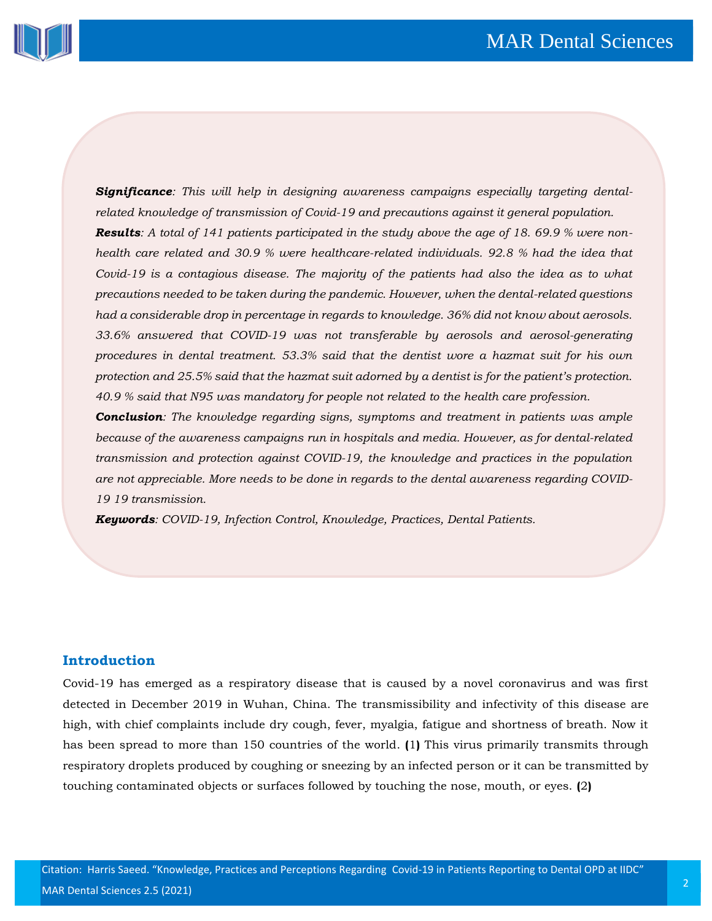***Significance**: This will help in designing awareness campaigns especially targeting dental-related knowledge of transmission of Covid-19 and precautions against it general population.*

***Results**: A total of 141 patients participated in the study above the age of 18. 69.9 % were non-health care related and 30.9 % were healthcare-related individuals. 92.8 % had the idea that Covid-19 is a contagious disease. The majority of the patients had also the idea as to what precautions needed to be taken during the pandemic. However, when the dental-related questions had a considerable drop in percentage in regards to knowledge. 36% did not know about aerosols. 33.6% answered that COVID-19 was not transferable by aerosols and aerosol-generating procedures in dental treatment. 53.3% said that the dentist wore a hazmat suit for his own protection and 25.5% said that the hazmat suit adorned by a dentist is for the patient's protection. 40.9 % said that N95 was mandatory for people not related to the health care profession.*

***Conclusion**: The knowledge regarding signs, symptoms and treatment in patients was ample because of the awareness campaigns run in hospitals and media. However, as for dental-related transmission and protection against COVID-19, the knowledge and practices in the population are not appreciable. More needs to be done in regards to the dental awareness regarding COVID-19 19 transmission.*

***Keywords**: COVID-19, Infection Control, Knowledge, Practices, Dental Patients.*

## Introduction

Covid-19 has emerged as a respiratory disease that is caused by a novel coronavirus and was first detected in December 2019 in Wuhan, China. The transmissibility and infectivity of this disease are high, with chief complaints include dry cough, fever, myalgia, fatigue and shortness of breath. Now it has been spread to more than 150 countries of the world. (1) This virus primarily transmits through respiratory droplets produced by coughing or sneezing by an infected person or it can be transmitted by touching contaminated objects or surfaces followed by touching the nose, mouth, or eyes. (2)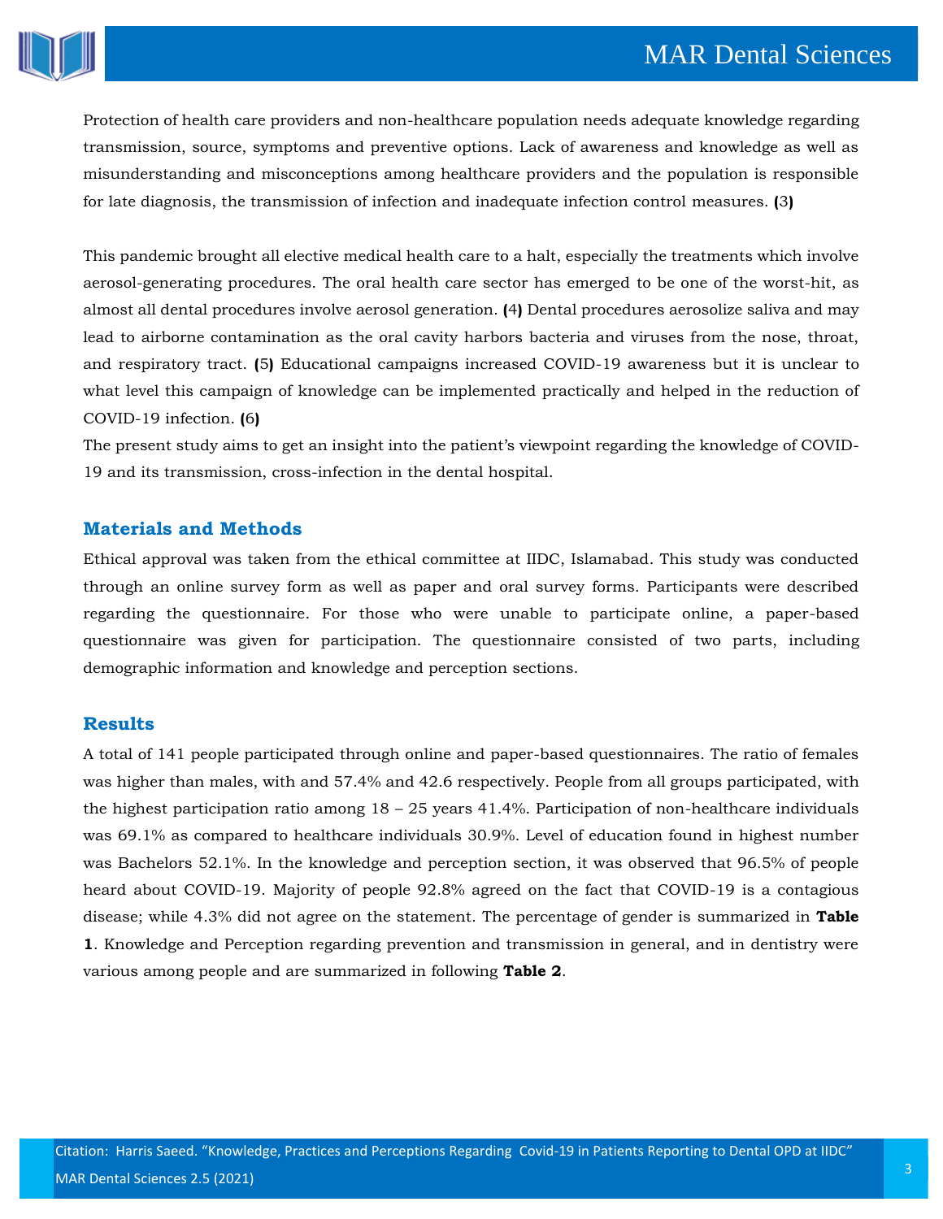Protection of health care providers and non-healthcare population needs adequate knowledge regarding transmission, source, symptoms and preventive options. Lack of awareness and knowledge as well as misunderstanding and misconceptions among healthcare providers and the population is responsible for late diagnosis, the transmission of infection and inadequate infection control measures. (3)

This pandemic brought all elective medical health care to a halt, especially the treatments which involve aerosol-generating procedures. The oral health care sector has emerged to be one of the worst-hit, as almost all dental procedures involve aerosol generation. (4) Dental procedures aerosolize saliva and may lead to airborne contamination as the oral cavity harbors bacteria and viruses from the nose, throat, and respiratory tract. (5) Educational campaigns increased COVID-19 awareness but it is unclear to what level this campaign of knowledge can be implemented practically and helped in the reduction of COVID-19 infection. (6)

The present study aims to get an insight into the patient's viewpoint regarding the knowledge of COVID-19 and its transmission, cross-infection in the dental hospital.

## Materials and Methods

Ethical approval was taken from the ethical committee at IIDC, Islamabad. This study was conducted through an online survey form as well as paper and oral survey forms. Participants were described regarding the questionnaire. For those who were unable to participate online, a paper-based questionnaire was given for participation. The questionnaire consisted of two parts, including demographic information and knowledge and perception sections.

## Results

A total of 141 people participated through online and paper-based questionnaires. The ratio of females was higher than males, with and 57.4% and 42.6 respectively. People from all groups participated, with the highest participation ratio among 18 – 25 years 41.4%. Participation of non-healthcare individuals was 69.1% as compared to healthcare individuals 30.9%. Level of education found in highest number was Bachelors 52.1%. In the knowledge and perception section, it was observed that 96.5% of people heard about COVID-19. Majority of people 92.8% agreed on the fact that COVID-19 is a contagious disease; while 4.3% did not agree on the statement. The percentage of gender is summarized in **Table 1**. Knowledge and Perception regarding prevention and transmission in general, and in dentistry were various among people and are summarized in following **Table 2**.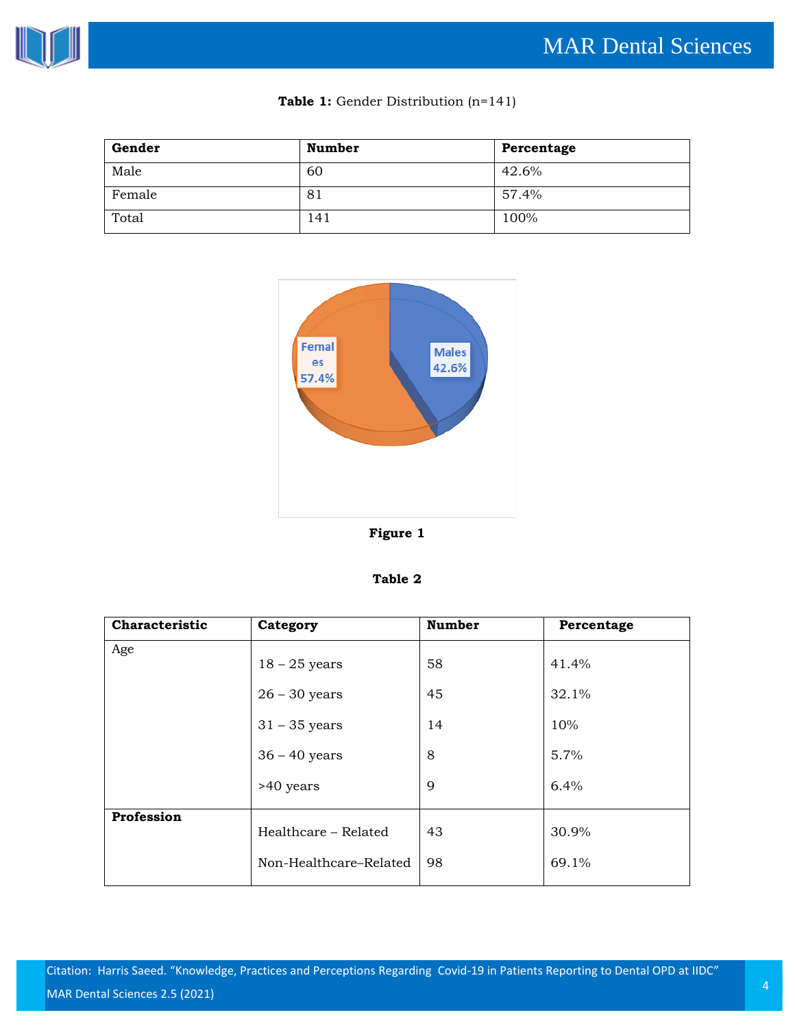**Table 1:** Gender Distribution (n=141)

| Gender | Number | Percentage |
|---|---|---|
| Male | 60 | 42.6% |
| Female | 81 | 57.4% |
| Total | 141 | 100% |

**Figure 1**

**Table 2**

| Characteristic | Category | Number | Percentage |
|---|---|---|---|
| Age | 18 – 25 years | 58 | 41.4% |
| | 26 – 30 years | 45 | 32.1% |
| | 31 – 35 years | 14 | 10% |
| | 36 – 40 years | 8 | 5.7% |
| | >40 years | 9 | 6.4% |
| **Profession** | Healthcare – Related | 43 | 30.9% |
| | Non-Healthcare–Related | 98 | 69.1% |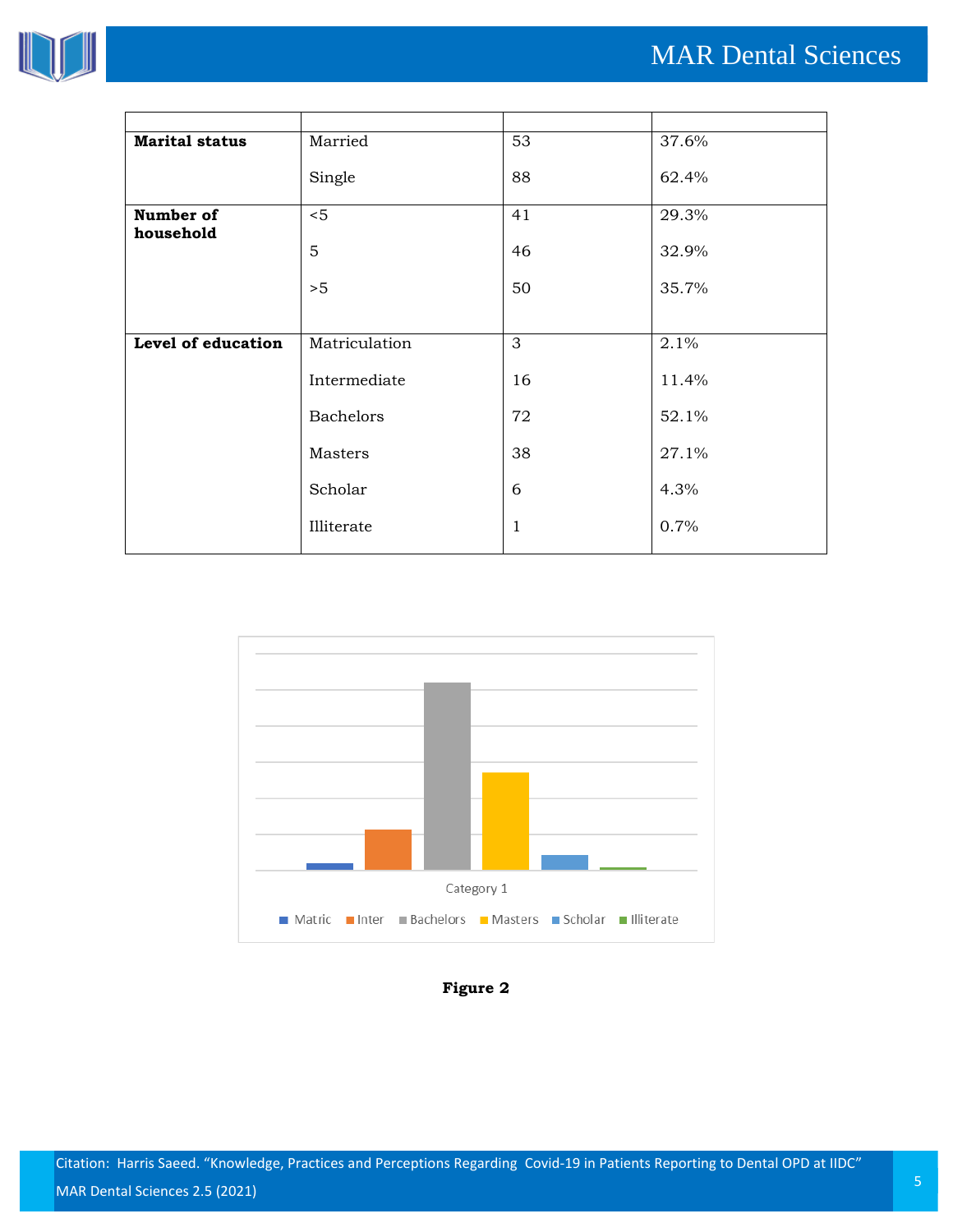| | | | |
|---|---|---|---|
| **Marital status** | Married | 53 | 37.6% |
| | Single | 88 | 62.4% |
| **Number of household** | <5 | 41 | 29.3% |
| | 5 | 46 | 32.9% |
| | >5 | 50 | 35.7% |
| **Level of education** | Matriculation | 3 | 2.1% |
| | Intermediate | 16 | 11.4% |
| | Bachelors | 72 | 52.1% |
| | Masters | 38 | 27.1% |
| | Scholar | 6 | 4.3% |
| | Illiterate | 1 | 0.7% |

**Figure 2**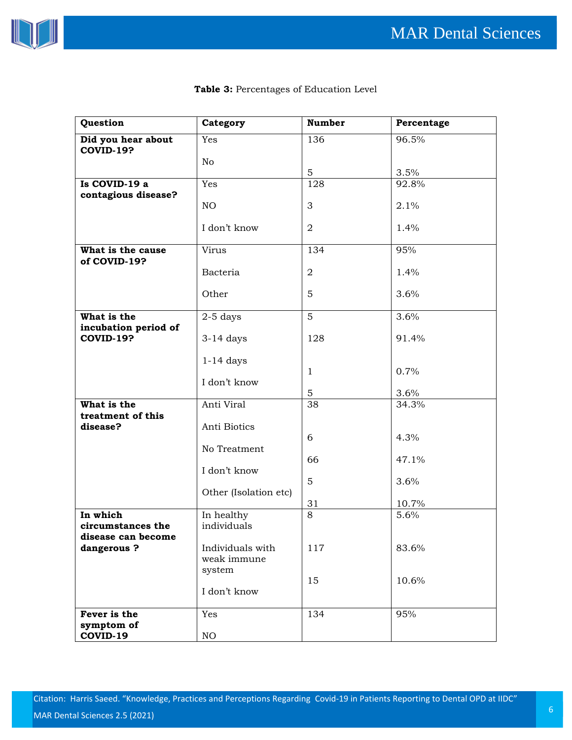**Table 3:** Percentages of Education Level

| Question | Category | Number | Percentage |
|---|---|---|---|
| **Did you hear about COVID-19?** | Yes<br>No | 136<br>5 | 96.5%<br>3.5% |
| **Is COVID-19 a contagious disease?** | Yes<br>NO<br>I don't know | 128<br>3<br>2 | 92.8%<br>2.1%<br>1.4% |
| **What is the cause of COVID-19?** | Virus<br>Bacteria<br>Other | 134<br>2<br>5 | 95%<br>1.4%<br>3.6% |
| **What is the incubation period of COVID-19?** | 2-5 days<br>3-14 days<br>1-14 days<br>I don't know | 5<br>128<br>1<br>5 | 3.6%<br>91.4%<br>0.7%<br>3.6% |
| **What is the treatment of this disease?** | Anti Viral<br>Anti Biotics<br>No Treatment<br>I don't know<br>Other (Isolation etc) | 38<br>6<br>66<br>5<br>31 | 34.3%<br>4.3%<br>47.1%<br>3.6%<br>10.7% |
| **In which circumstances the disease can become dangerous ?** | In healthy individuals<br>Individuals with weak immune system<br>I don't know | 8<br>117<br>15 | 5.6%<br>83.6%<br>10.6% |
| **Fever is the symptom of COVID-19** | Yes<br>NO | 134 | 95% |

Citation: Harris Saeed. "Knowledge, Practices and Perceptions Regarding Covid-19 in Patients Reporting to Dental OPD at IIDC" MAR Dental Sciences 2.5 (2021)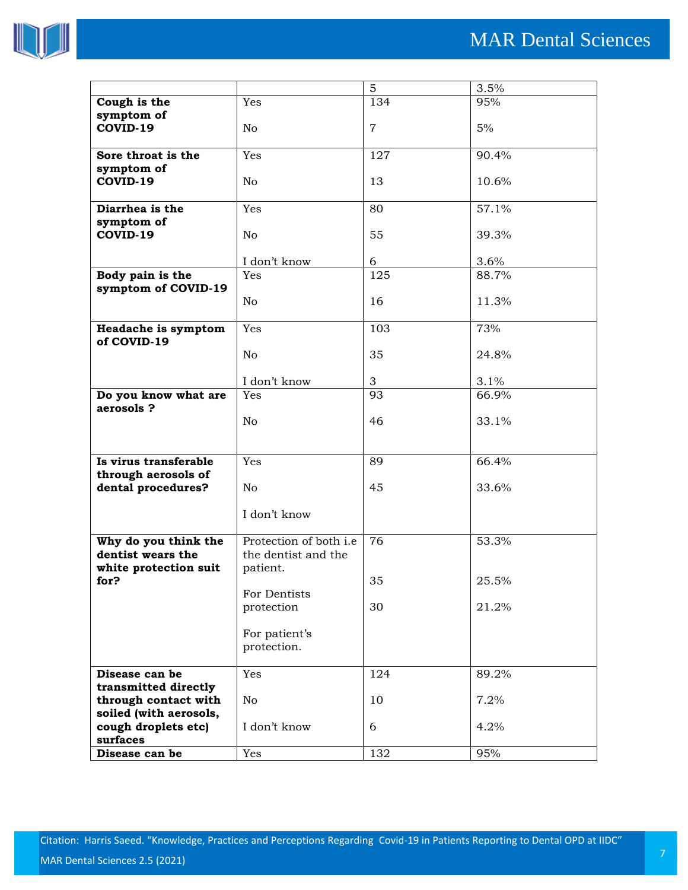| | | 5 | 3.5% |
|---|---|---|---|
| **Cough is the symptom of COVID-19** | Yes<br><br>No | 134<br><br>7 | 95%<br><br>5% |
| **Sore throat is the symptom of COVID-19** | Yes<br><br>No | 127<br><br>13 | 90.4%<br><br>10.6% |
| **Diarrhea is the symptom of COVID-19** | Yes<br><br>No<br><br>I don't know | 80<br><br>55<br><br>6 | 57.1%<br><br>39.3%<br><br>3.6% |
| **Body pain is the symptom of COVID-19** | Yes<br><br>No | 125<br><br>16 | 88.7%<br><br>11.3% |
| **Headache is symptom of COVID-19** | Yes<br><br>No<br><br>I don't know | 103<br><br>35<br><br>3 | 73%<br><br>24.8%<br><br>3.1% |
| **Do you know what are aerosols ?** | Yes<br><br>No | 93<br><br>46 | 66.9%<br><br>33.1% |
| **Is virus transferable through aerosols of dental procedures?** | Yes<br><br>No<br><br>I don't know | 89<br><br>45 | 66.4%<br><br>33.6% |
| **Why do you think the dentist wears the white protection suit for?** | Protection of both i.e the dentist and the patient.<br><br>For Dentists protection<br><br>For patient's protection. | 76<br><br>35<br><br>30 | 53.3%<br><br>25.5%<br><br>21.2% |
| **Disease can be transmitted directly through contact with soiled (with aerosols, cough droplets etc) surfaces** | Yes<br><br>No<br><br>I don't know | 124<br><br>10<br><br>6 | 89.2%<br><br>7.2%<br><br>4.2% |
| **Disease can be** | Yes | 132 | 95% |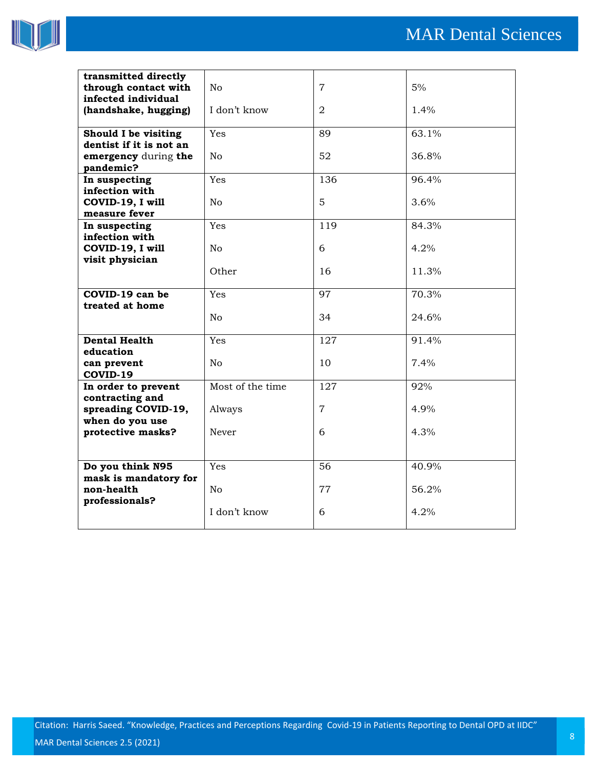| | | | |
|---|---|---|---|
| **transmitted directly through contact with infected individual (handshake, hugging)** | No | 7 | 5% |
| | I don't know | 2 | 1.4% |
| **Should I be visiting dentist if it is not an emergency** during **the pandemic?** | Yes | 89 | 63.1% |
| | No | 52 | 36.8% |
| **In suspecting infection with COVID-19, I will measure fever** | Yes | 136 | 96.4% |
| | No | 5 | 3.6% |
| **In suspecting infection with COVID-19, I will visit physician** | Yes | 119 | 84.3% |
| | No | 6 | 4.2% |
| | Other | 16 | 11.3% |
| **COVID-19 can be treated at home** | Yes | 97 | 70.3% |
| | No | 34 | 24.6% |
| **Dental Health education can prevent COVID-19** | Yes | 127 | 91.4% |
| | No | 10 | 7.4% |
| **In order to prevent contracting and spreading COVID-19, when do you use protective masks?** | Most of the time | 127 | 92% |
| | Always | 7 | 4.9% |
| | Never | 6 | 4.3% |
| **Do you think N95 mask is mandatory for non-health professionals?** | Yes | 56 | 40.9% |
| | No | 77 | 56.2% |
| | I don't know | 6 | 4.2% |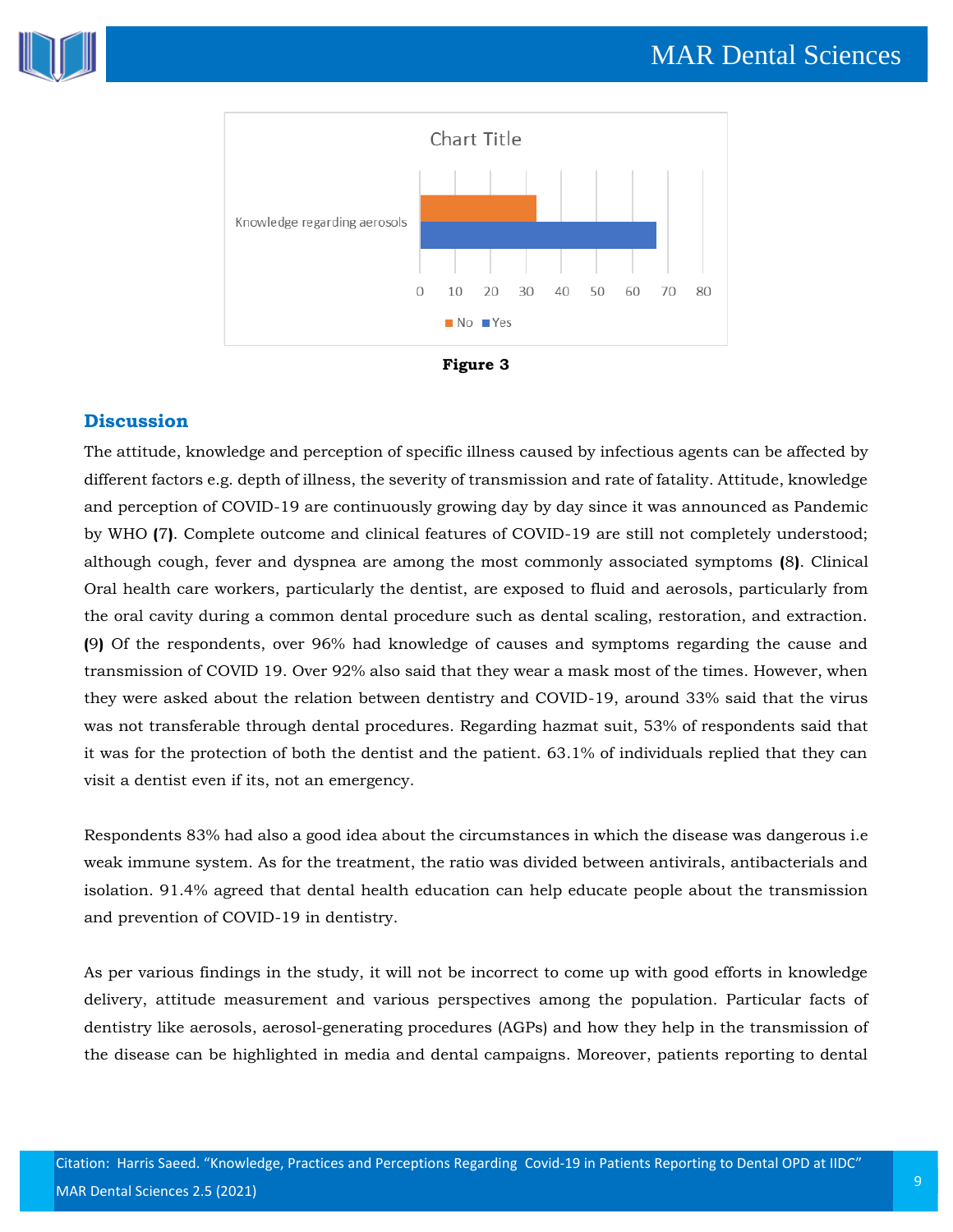Figure 3

## Discussion

The attitude, knowledge and perception of specific illness caused by infectious agents can be affected by different factors e.g. depth of illness, the severity of transmission and rate of fatality. Attitude, knowledge and perception of COVID-19 are continuously growing day by day since it was announced as Pandemic by WHO **(**7**)**. Complete outcome and clinical features of COVID-19 are still not completely understood; although cough, fever and dyspnea are among the most commonly associated symptoms **(**8**)**. Clinical Oral health care workers, particularly the dentist, are exposed to fluid and aerosols, particularly from the oral cavity during a common dental procedure such as dental scaling, restoration, and extraction. **(**9**)** Of the respondents, over 96% had knowledge of causes and symptoms regarding the cause and transmission of COVID 19. Over 92% also said that they wear a mask most of the times. However, when they were asked about the relation between dentistry and COVID-19, around 33% said that the virus was not transferable through dental procedures. Regarding hazmat suit, 53% of respondents said that it was for the protection of both the dentist and the patient. 63.1% of individuals replied that they can visit a dentist even if its, not an emergency.

Respondents 83% had also a good idea about the circumstances in which the disease was dangerous i.e weak immune system. As for the treatment, the ratio was divided between antivirals, antibacterials and isolation. 91.4% agreed that dental health education can help educate people about the transmission and prevention of COVID-19 in dentistry.

As per various findings in the study, it will not be incorrect to come up with good efforts in knowledge delivery, attitude measurement and various perspectives among the population. Particular facts of dentistry like aerosols, aerosol-generating procedures (AGPs) and how they help in the transmission of the disease can be highlighted in media and dental campaigns. Moreover, patients reporting to dental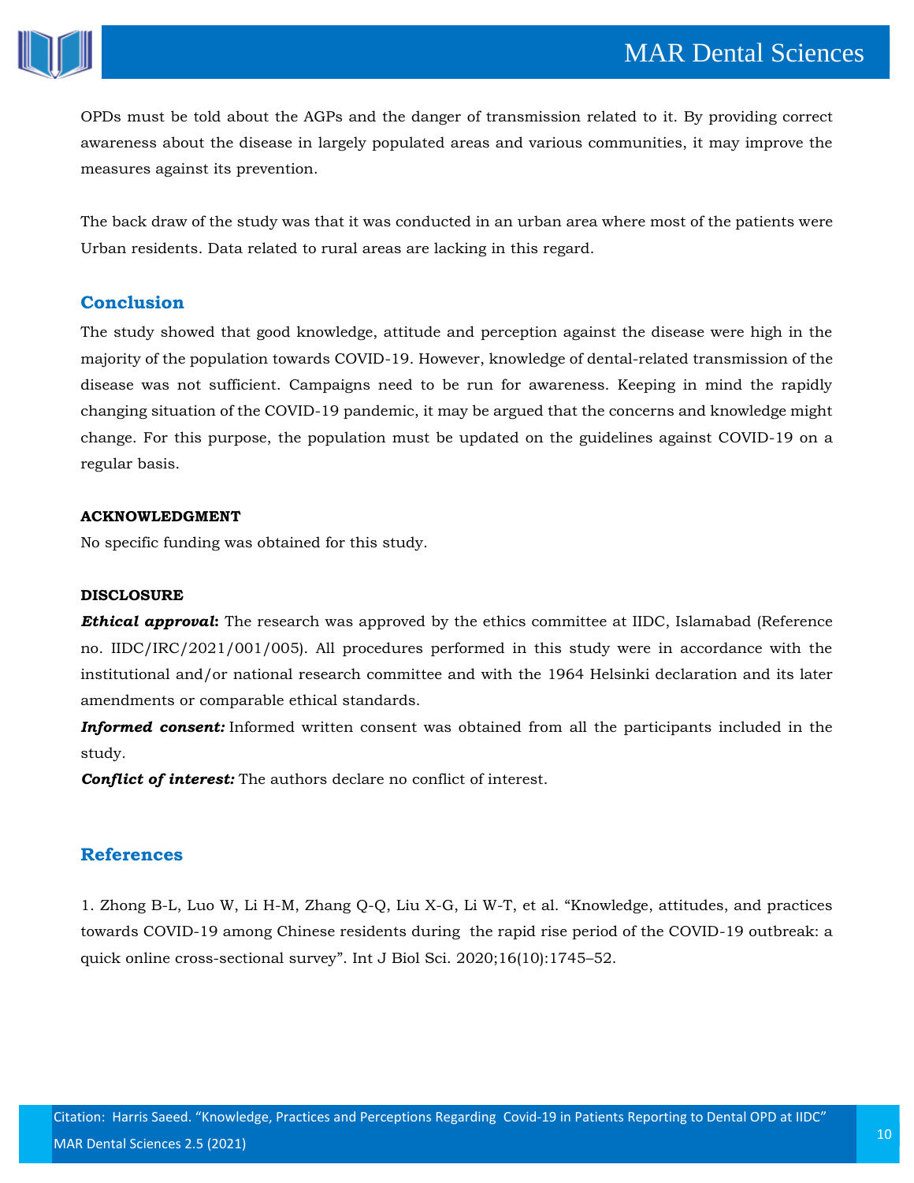OPDs must be told about the AGPs and the danger of transmission related to it. By providing correct awareness about the disease in largely populated areas and various communities, it may improve the measures against its prevention.

The back draw of the study was that it was conducted in an urban area where most of the patients were Urban residents. Data related to rural areas are lacking in this regard.

## Conclusion

The study showed that good knowledge, attitude and perception against the disease were high in the majority of the population towards COVID-19. However, knowledge of dental-related transmission of the disease was not sufficient. Campaigns need to be run for awareness. Keeping in mind the rapidly changing situation of the COVID-19 pandemic, it may be argued that the concerns and knowledge might change. For this purpose, the population must be updated on the guidelines against COVID-19 on a regular basis.

**ACKNOWLEDGMENT**

No specific funding was obtained for this study.

**DISCLOSURE**

***Ethical approval*:** The research was approved by the ethics committee at IIDC, Islamabad (Reference no. IIDC/IRC/2021/001/005). All procedures performed in this study were in accordance with the institutional and/or national research committee and with the 1964 Helsinki declaration and its later amendments or comparable ethical standards.

***Informed consent:*** Informed written consent was obtained from all the participants included in the study.

***Conflict of interest:*** The authors declare no conflict of interest.

## References

1. Zhong B-L, Luo W, Li H-M, Zhang Q-Q, Liu X-G, Li W-T, et al. "Knowledge, attitudes, and practices towards COVID-19 among Chinese residents during the rapid rise period of the COVID-19 outbreak: a quick online cross-sectional survey". Int J Biol Sci. 2020;16(10):1745–52.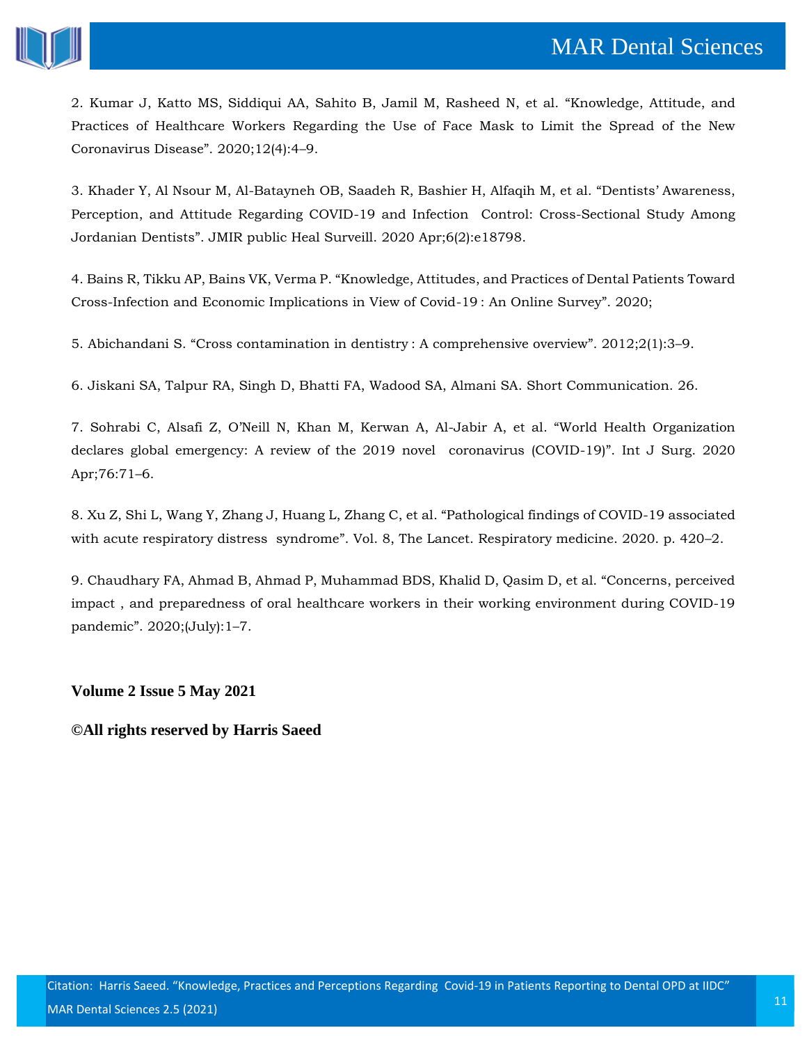2. Kumar J, Katto MS, Siddiqui AA, Sahito B, Jamil M, Rasheed N, et al. "Knowledge, Attitude, and Practices of Healthcare Workers Regarding the Use of Face Mask to Limit the Spread of the New Coronavirus Disease". 2020;12(4):4–9.

3. Khader Y, Al Nsour M, Al-Batayneh OB, Saadeh R, Bashier H, Alfaqih M, et al. "Dentists' Awareness, Perception, and Attitude Regarding COVID-19 and Infection Control: Cross-Sectional Study Among Jordanian Dentists". JMIR public Heal Surveill. 2020 Apr;6(2):e18798.

4. Bains R, Tikku AP, Bains VK, Verma P. "Knowledge, Attitudes, and Practices of Dental Patients Toward Cross-Infection and Economic Implications in View of Covid-19 : An Online Survey". 2020;

5. Abichandani S. "Cross contamination in dentistry : A comprehensive overview". 2012;2(1):3–9.

6. Jiskani SA, Talpur RA, Singh D, Bhatti FA, Wadood SA, Almani SA. Short Communication. 26.

7. Sohrabi C, Alsafi Z, O'Neill N, Khan M, Kerwan A, Al-Jabir A, et al. "World Health Organization declares global emergency: A review of the 2019 novel coronavirus (COVID-19)". Int J Surg. 2020 Apr;76:71–6.

8. Xu Z, Shi L, Wang Y, Zhang J, Huang L, Zhang C, et al. "Pathological findings of COVID-19 associated with acute respiratory distress syndrome". Vol. 8, The Lancet. Respiratory medicine. 2020. p. 420–2.

9. Chaudhary FA, Ahmad B, Ahmad P, Muhammad BDS, Khalid D, Qasim D, et al. "Concerns, perceived impact , and preparedness of oral healthcare workers in their working environment during COVID-19 pandemic". 2020;(July):1–7.

**Volume 2 Issue 5 May 2021**

**©All rights reserved by Harris Saeed**